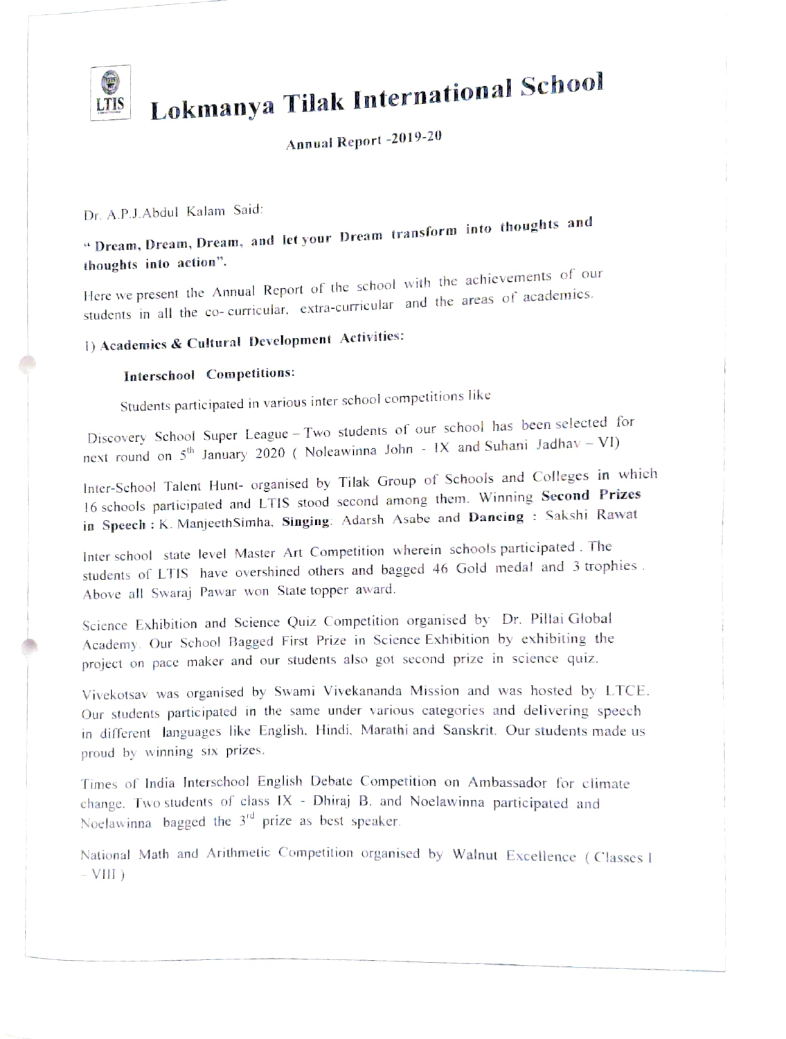# Lokmanya Tilak International School

## Annual Report -2019-20

Dr. A.P.J.Abdul Kalam Said:

**" Dream, Dream, Dream, and let your Dream transform into thoughts and thoughts into action".**

Here we present the Annual Report of the school with the achievements of our students in all the co- curricular, extra-curricular and the areas of academics.

### 1) Academics & Cultural Development Activities:

**Interschool Competitions:**

Students participated in various inter school competitions like

Discovery School Super League – Two students of our school has been selected for next round on 5th January 2020 ( Noleawinna John - IX and Suhani Jadhav – VI)

Inter-School Talent Hunt- organised by Tilak Group of Schools and Colleges in which 16 schools participated and LTIS stood second among them. Winning **Second Prizes in Speech** : K. ManjeethSimha, **Singing**: Adarsh Asabe and **Dancing** : Sakshi Rawat

Inter school state level Master Art Competition wherein schools participated . The students of LTIS have overshined others and bagged 46 Gold medal and 3 trophies . Above all Swaraj Pawar won State topper award.

Science Exhibition and Science Quiz Competition organised by Dr. Pillai Global Academy. Our School Bagged First Prize in Science Exhibition by exhibiting the project on pace maker and our students also got second prize in science quiz.

Vivekotsav was organised by Swami Vivekananda Mission and was hosted by LTCE. Our students participated in the same under various categories and delivering speech in different languages like English, Hindi, Marathi and Sanskrit. Our students made us proud by winning six prizes.

Times of India Interschool English Debate Competition on Ambassador for climate change. Two students of class IX - Dhiraj B. and Noelawinna participated and Noelawinna bagged the 3rd prize as best speaker.

National Math and Arithmetic Competition organised by Walnut Excellence ( Classes I – VIII )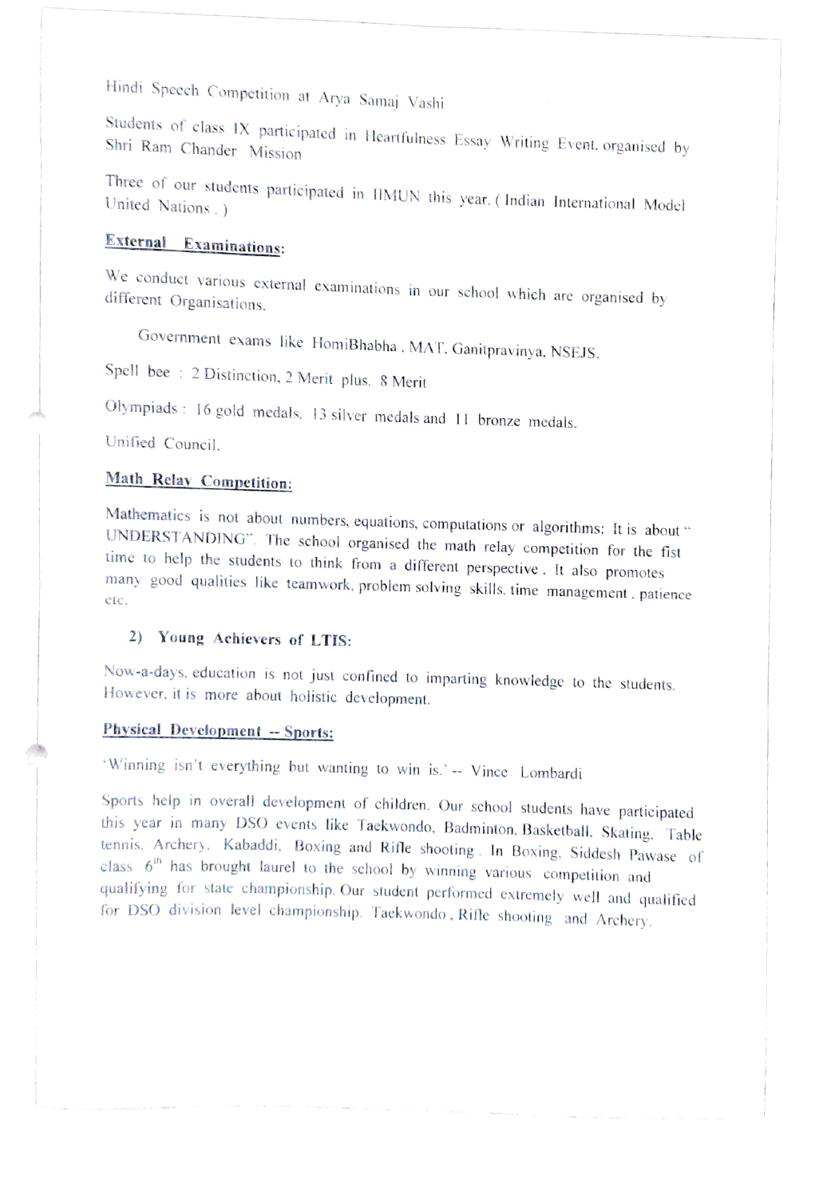Hindi Speech Competition at Arya Samaj Vashi

Students of class IX participated in Heartfulness Essay Writing Event, organised by Shri Ram Chander Mission

Three of our students participated in IIMUN this year. ( Indian International Model United Nations . )

**External Examinations:**

We conduct various external examinations in our school which are organised by different Organisations.

Government exams like HomiBhabha , MAT, Ganitpravinya, NSEJS.

Spell bee : 2 Distinction, 2 Merit plus, 8 Merit

Olympiads : 16 gold medals, 13 silver medals and 11 bronze medals.

Unified Council.

**Math Relay Competition:**

Mathematics is not about numbers, equations, computations or algorithms: It is about " UNDERSTANDING". The school organised the math relay competition for the fist time to help the students to think from a different perspective . It also promotes many good qualities like teamwork, problem solving skills, time management , patience etc.

**2) Young Achievers of LTIS:**

Now-a-days, education is not just confined to imparting knowledge to the students. However, it is more about holistic development.

**Physical Development -- Sports:**

'Winning isn't everything but wanting to win is.' -- Vince Lombardi

Sports help in overall development of children. Our school students have participated this year in many DSO events like Taekwondo, Badminton, Basketball, Skating, Table tennis, Archery, Kabaddi, Boxing and Rifle shooting . In Boxing, Siddesh Pawase of class 6th has brought laurel to the school by winning various competition and qualifying for state championship. Our student performed extremely well and qualified for DSO division level championship. Taekwondo , Rifle shooting and Archery.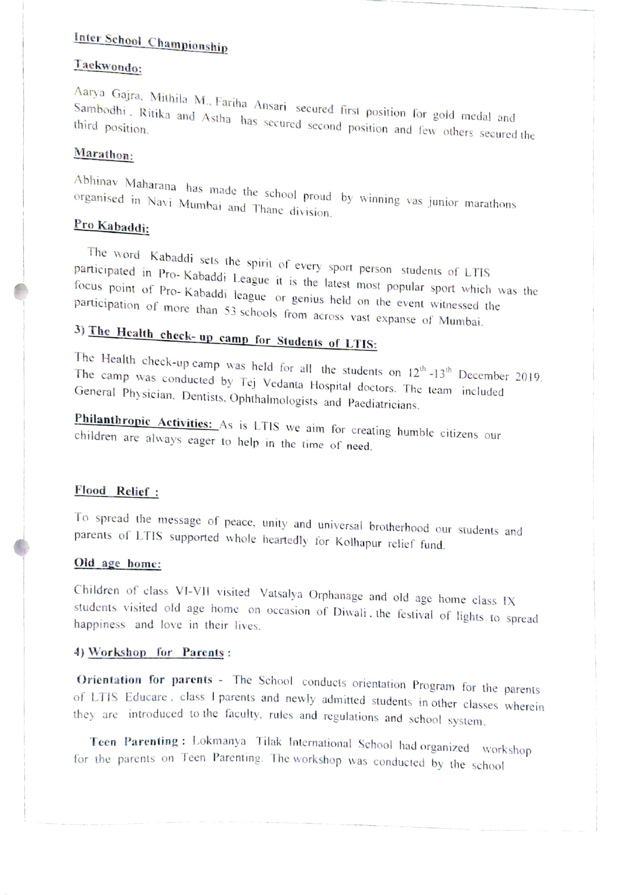## Inter School Championship

### Taekwondo:

Aarya Gajra, Mithila M., Fariha Ansari secured first position for gold medal and Sambodhi, Ritika and Astha has secured second position and few others secured the third position.

### Marathon:

Abhinav Maharana has made the school proud by winning vas junior marathons organised in Navi Mumbai and Thane division.

### Pro Kabaddi:

The word Kabaddi sets the spirit of every sport person students of LTIS participated in Pro-Kabaddi League it is the latest most popular sport which was the focus point of Pro-Kabaddi league or genius held on the event witnessed the participation of more than 53 schools from across vast expanse of Mumbai.

## 3) The Health check-up camp for Students of LTIS:

The Health check-up camp was held for all the students on 12th-13th December 2019. The camp was conducted by Tej Vedanta Hospital doctors. The team included General Physician, Dentists, Ophthalmologists and Paediatricians.

**Philanthropic Activities:** As is LTIS we aim for creating humble citizens our children are always eager to help in the time of need.

### Flood Relief :

To spread the message of peace, unity and universal brotherhood our students and parents of LTIS supported whole heartedly for Kolhapur relief fund.

### Old age home:

Children of class VI-VII visited Vatsalya Orphanage and old age home class IX students visited old age home on occasion of Diwali, the festival of lights to spread happiness and love in their lives.

## 4) Workshop for Parents :

**Orientation for parents** - The School conducts orientation Program for the parents of LTIS Educare, class I parents and newly admitted students in other classes wherein they are introduced to the faculty, rules and regulations and school system.

**Teen Parenting :** Lokmanya Tilak International School had organized workshop for the parents on Teen Parenting. The workshop was conducted by the school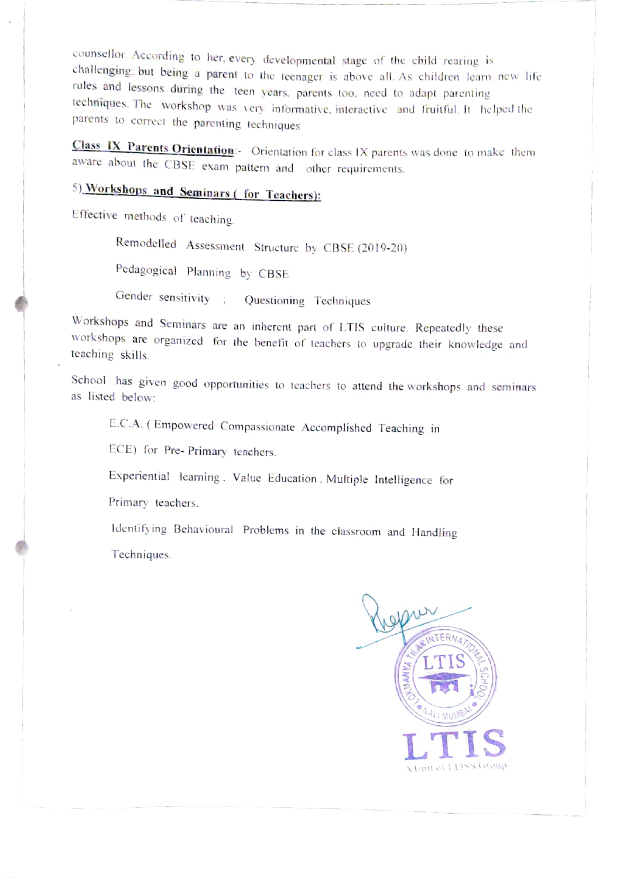counsellor. According to her, every developmental stage of the child rearing is challenging; but being a parent to the teenager is above all. As children learn new life rules and lessons during the teen years, parents too, need to adapt parenting techniques. The workshop was very informative, interactive and fruitful. It helped the parents to correct the parenting techniques

**Class IX Parents Orientation**:- Orientation for class IX parents was done to make them aware about the CBSE exam pattern and other requirements.

5) **Workshops and Seminars ( for Teachers):**

Effective methods of teaching.

Remodelled Assessment Structure by CBSE (2019-20)

Pedagogical Planning by CBSE

Gender sensitivity ; Questioning Techniques

Workshops and Seminars are an inherent part of LTIS culture. Repeatedly these workshops are organized for the benefit of teachers to upgrade their knowledge and teaching skills.

School has given good opportunities to teachers to attend the workshops and seminars as listed below:

E.C.A. ( Empowered Compassionate Accomplished Teaching in ECE) for Pre- Primary teachers.

Experiential learning , Value Education , Multiple Intelligence for Primary teachers.

Identifying Behavioural Problems in the classroom and Handling Techniques.

LTIS

A Unit of LTISS Group